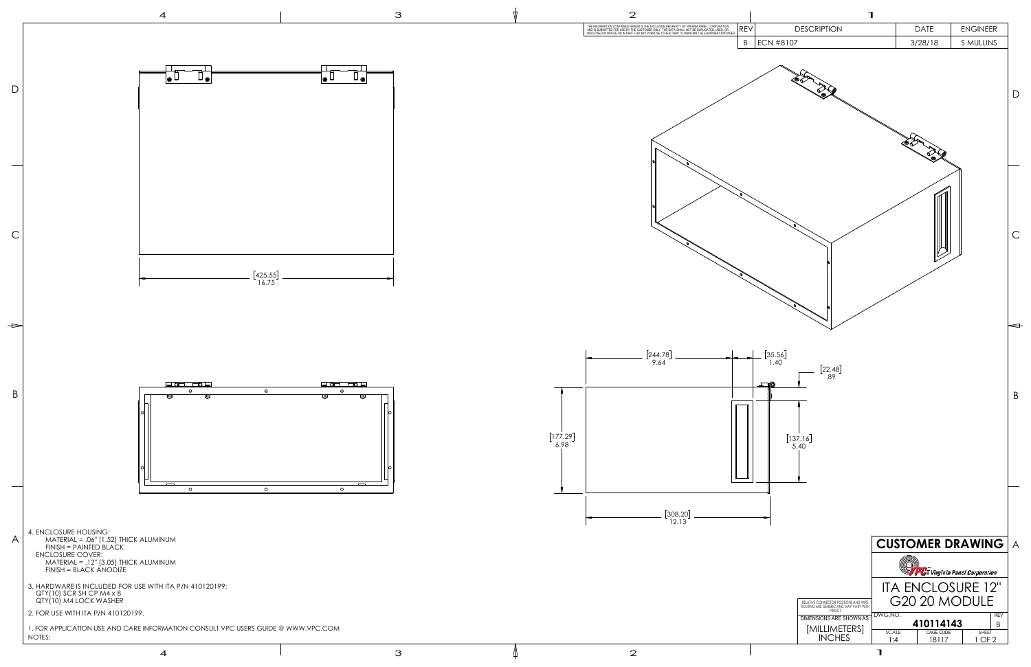THE INFORMATION CONTAINED HEREIN IS THE EXCLUSIVE PROPERTY OF VIRGINIA PANEL CORPORATION AND IS SUBMITTED FOR USE BY THE CUSTOMER ONLY. THE DATA SHALL NOT BE DUPLICATED, USED, OR DISCLOSED IN WHOLE OR IN PART FOR ANY PURPOSE OTHER THAN TO MAINTAIN THE EQUIPMENT PROVIDED.

| REV | DESCRIPTION | DATE | ENGINEER |
|---|---|---|---|
| B | ECN #8107 | 3/28/18 | S MULLINS |

[425.55]
16.75

[244.78]
9.64

[35.56]
1.40

[22.48]
.89

[177.29]
6.98

[137.16]
5.40

[308.20]
12.13

4. ENCLOSURE HOUSING:
   MATERIAL = .06" [1.52] THICK ALUMINUM
   FINISH = PAINTED BLACK
   ENCLOSURE COVER:
   MATERIAL = .12" [3.05] THICK ALUMINUM
   FINISH = BLACK ANODIZE

3. HARDWARE IS INCLUDED FOR USE WITH ITA P/N 410120199:
   QTY(10) SCR SH CP M4 x 8
   QTY(10) M4 LOCK WASHER

2. FOR USE WITH ITA P/N 410120199.

1. FOR APPLICATION USE AND CARE INFORMATION CONSULT VPC USERS GUIDE @ WWW.VPC.COM

NOTES:

RELATIVE CONNECTOR POSITIONS AND WIRE ROUTING ARE GENERIC AND MAY VARY WITH PINOUT

DIMENSIONS ARE SHOWN AS:
[MILLIMETERS]
INCHES

**CUSTOMER DRAWING**

VPC Virginia Panel Corporation

ITA ENCLOSURE 12" G20 20 MODULE

| DWG.NO. | | | REV |
|---|---|---|---|
| 410114143 | | | B |
| SCALE 1:4 | CAGE CODE 18117 | SHEET 1 OF 2 | |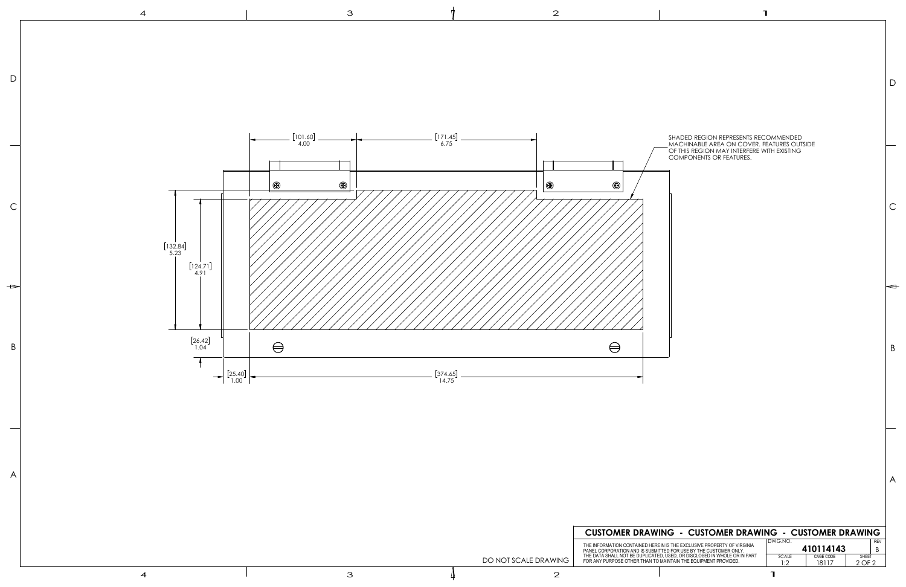SHADED REGION REPRESENTS RECOMMENDED MACHINABLE AREA ON COVER. FEATURES OUTSIDE OF THIS REGION MAY INTERFERE WITH EXISTING COMPONENTS OR FEATURES.

[101.60] 4.00

[171.45] 6.75

[132.84] 5.23

[124.71] 4.91

[26.42] 1.04

[25.40] 1.00

[374.65] 14.75

DO NOT SCALE DRAWING

**CUSTOMER DRAWING - CUSTOMER DRAWING - CUSTOMER DRAWING**

THE INFORMATION CONTAINED HEREIN IS THE EXCLUSIVE PROPERTY OF VIRGINIA PANEL CORPORATION AND IS SUBMITTED FOR USE BY THE CUSTOMER ONLY. THE DATA SHALL NOT BE DUPLICATED, USED, OR DISCLOSED IN WHOLE OR IN PART FOR ANY PURPOSE OTHER THAN TO MAINTAIN THE EQUIPMENT PROVIDED.

| DWG.NO. | | REV |
| --- | --- | --- |
| 410114143 | | B |
| SCALE | CAGE CODE | SHEET |
| 1:2 | 18117 | 2 OF 2 |